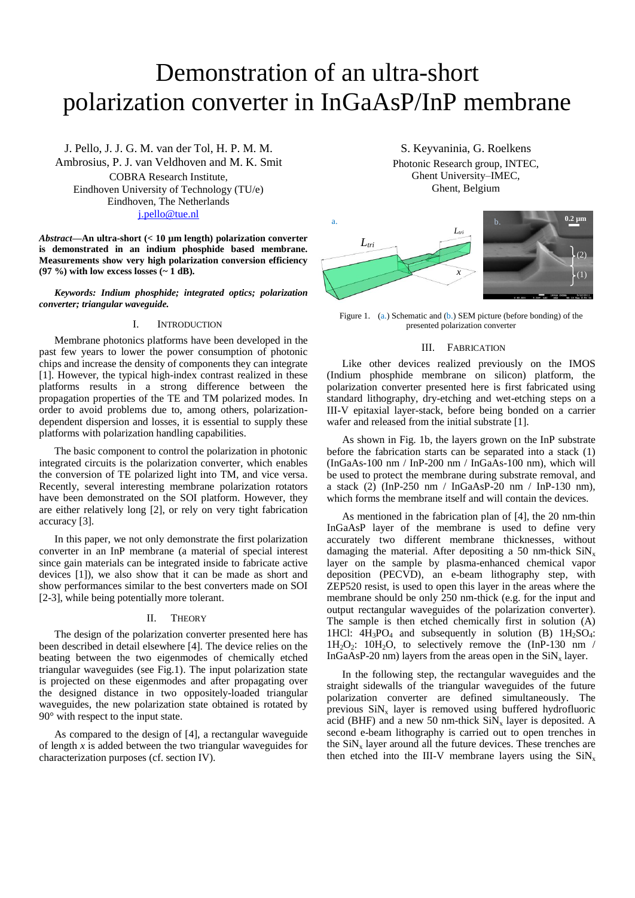# Demonstration of an ultra-short polarization converter in InGaAsP/InP membrane

J. Pello, J. J. G. M. van der Tol, H. P. M. M. Ambrosius, P. J. van Veldhoven and M. K. Smit
COBRA Research Institute,
Eindhoven University of Technology (TU/e)
Eindhoven, The Netherlands
j.pello@tue.nl

S. Keyvaninia, G. Roelkens
Photonic Research group, INTEC,
Ghent University–IMEC,
Ghent, Belgium

***Abstract*—An ultra-short (< 10 µm length) polarization converter is demonstrated in an indium phosphide based membrane. Measurements show very high polarization conversion efficiency (97 %) with low excess losses (~ 1 dB).**

***Keywords: Indium phosphide; integrated optics; polarization converter; triangular waveguide.***

## I. Introduction

Membrane photonics platforms have been developed in the past few years to lower the power consumption of photonic chips and increase the density of components they can integrate [1]. However, the typical high-index contrast realized in these platforms results in a strong difference between the propagation properties of the TE and TM polarized modes. In order to avoid problems due to, among others, polarization-dependent dispersion and losses, it is essential to supply these platforms with polarization handling capabilities.

The basic component to control the polarization in photonic integrated circuits is the polarization converter, which enables the conversion of TE polarized light into TM, and vice versa. Recently, several interesting membrane polarization rotators have been demonstrated on the SOI platform. However, they are either relatively long [2], or rely on very tight fabrication accuracy [3].

In this paper, we not only demonstrate the first polarization converter in an InP membrane (a material of special interest since gain materials can be integrated inside to fabricate active devices [1]), we also show that it can be made as short and show performances similar to the best converters made on SOI [2-3], while being potentially more tolerant.

## II. Theory

The design of the polarization converter presented here has been described in detail elsewhere [4]. The device relies on the beating between the two eigenmodes of chemically etched triangular waveguides (see Fig.1). The input polarization state is projected on these eigenmodes and after propagating over the designed distance in two oppositely-loaded triangular waveguides, the new polarization state obtained is rotated by 90° with respect to the input state.

As compared to the design of [4], a rectangular waveguide of length $x$ is added between the two triangular waveguides for characterization purposes (cf. section IV).

Figure 1. (a.) Schematic and (b.) SEM picture (before bonding) of the presented polarization converter

## III. Fabrication

Like other devices realized previously on the IMOS (Indium phosphide membrane on silicon) platform, the polarization converter presented here is first fabricated using standard lithography, dry-etching and wet-etching steps on a III-V epitaxial layer-stack, before being bonded on a carrier wafer and released from the initial substrate [1].

As shown in Fig. 1b, the layers grown on the InP substrate before the fabrication starts can be separated into a stack (1) (InGaAs-100 nm / InP-200 nm / InGaAs-100 nm), which will be used to protect the membrane during substrate removal, and a stack (2) (InP-250 nm / InGaAsP-20 nm / InP-130 nm), which forms the membrane itself and will contain the devices.

As mentioned in the fabrication plan of [4], the 20 nm-thin InGaAsP layer of the membrane is used to define very accurately two different membrane thicknesses, without damaging the material. After depositing a 50 nm-thick $SiN_x$ layer on the sample by plasma-enhanced chemical vapor deposition (PECVD), an e-beam lithography step, with ZEP520 resist, is used to open this layer in the areas where the membrane should be only 250 nm-thick (e.g. for the input and output rectangular waveguides of the polarization converter). The sample is then etched chemically first in solution (A) 1HCl: $4H_3PO_4$ and subsequently in solution (B) $1H_2SO_4$: $1H_2O_2$: $10H_2O$, to selectively remove the (InP-130 nm / InGaAsP-20 nm) layers from the areas open in the $SiN_x$ layer.

In the following step, the rectangular waveguides and the straight sidewalls of the triangular waveguides of the future polarization converter are defined simultaneously. The previous $SiN_x$ layer is removed using buffered hydrofluoric acid (BHF) and a new 50 nm-thick $SiN_x$ layer is deposited. A second e-beam lithography is carried out to open trenches in the $SiN_x$ layer around all the future devices. These trenches are then etched into the III-V membrane layers using the $SiN_x$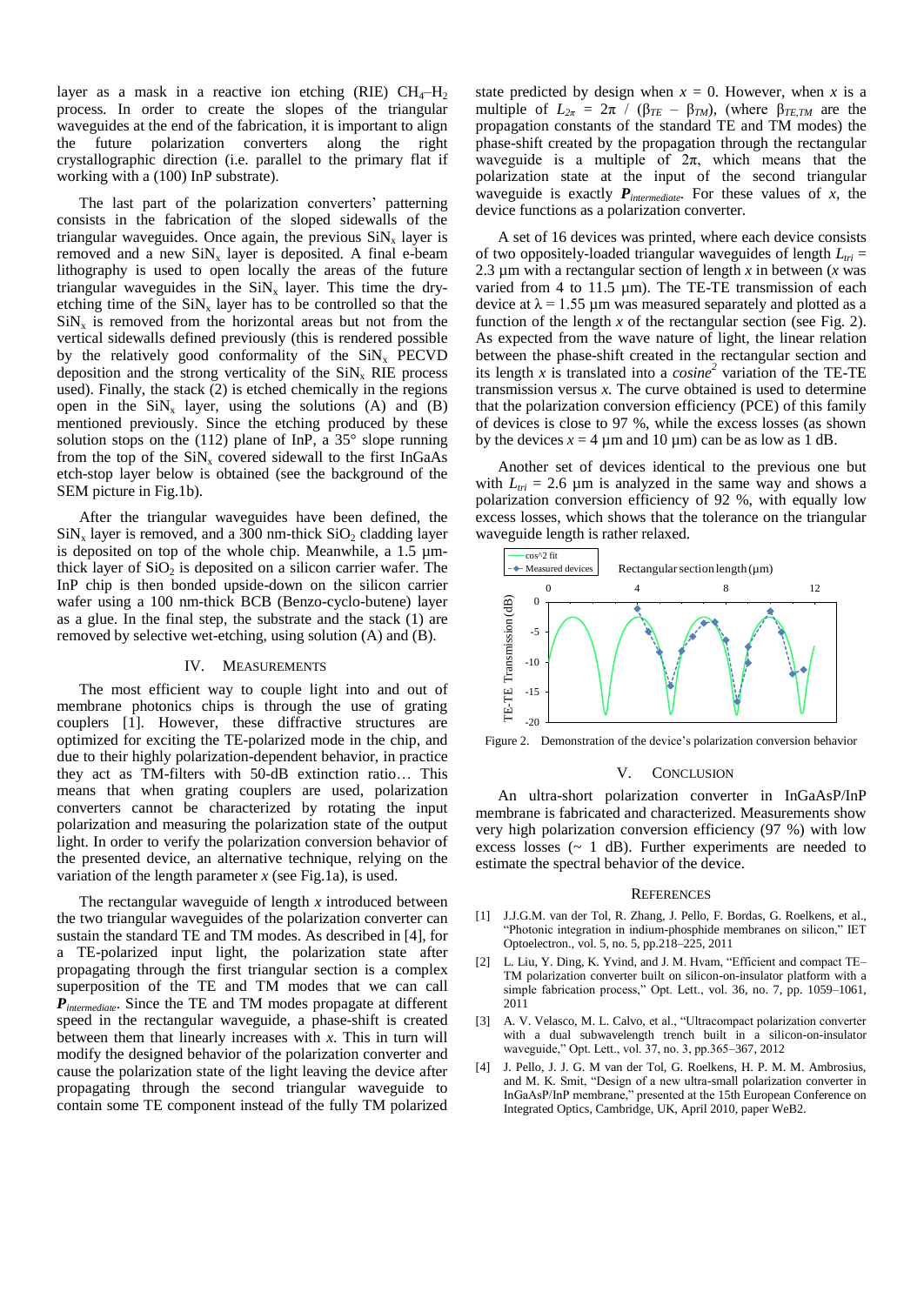layer as a mask in a reactive ion etching (RIE) $CH_4$–$H_2$ process. In order to create the slopes of the triangular waveguides at the end of the fabrication, it is important to align the future polarization converters along the right crystallographic direction (i.e. parallel to the primary flat if working with a (100) InP substrate).

The last part of the polarization converters' patterning consists in the fabrication of the sloped sidewalls of the triangular waveguides. Once again, the previous $SiN_x$ layer is removed and a new $SiN_x$ layer is deposited. A final e-beam lithography is used to open locally the areas of the future triangular waveguides in the $SiN_x$ layer. This time the dry-etching time of the $SiN_x$ layer has to be controlled so that the $SiN_x$ is removed from the horizontal areas but not from the vertical sidewalls defined previously (this is rendered possible by the relatively good conformality of the $SiN_x$ PECVD deposition and the strong verticality of the $SiN_x$ RIE process used). Finally, the stack (2) is etched chemically in the regions open in the $SiN_x$ layer, using the solutions (A) and (B) mentioned previously. Since the etching produced by these solution stops on the (112) plane of InP, a 35° slope running from the top of the $SiN_x$ covered sidewall to the first InGaAs etch-stop layer below is obtained (see the background of the SEM picture in Fig.1b).

After the triangular waveguides have been defined, the $SiN_x$ layer is removed, and a 300 nm-thick $SiO_2$ cladding layer is deposited on top of the whole chip. Meanwhile, a 1.5 µm-thick layer of $SiO_2$ is deposited on a silicon carrier wafer. The InP chip is then bonded upside-down on the silicon carrier wafer using a 100 nm-thick BCB (Benzo-cyclo-butene) layer as a glue. In the final step, the substrate and the stack (1) are removed by selective wet-etching, using solution (A) and (B).

## IV. Measurements

The most efficient way to couple light into and out of membrane photonics chips is through the use of grating couplers [1]. However, these diffractive structures are optimized for exciting the TE-polarized mode in the chip, and due to their highly polarization-dependent behavior, in practice they act as TM-filters with 50-dB extinction ratio… This means that when grating couplers are used, polarization converters cannot be characterized by rotating the input polarization and measuring the polarization state of the output light. In order to verify the polarization conversion behavior of the presented device, an alternative technique, relying on the variation of the length parameter *x* (see Fig.1a), is used.

The rectangular waveguide of length *x* introduced between the two triangular waveguides of the polarization converter can sustain the standard TE and TM modes. As described in [4], for a TE-polarized input light, the polarization state after propagating through the first triangular section is a complex superposition of the TE and TM modes that we can call $\boldsymbol{P}_{intermediate}$. Since the TE and TM modes propagate at different speed in the rectangular waveguide, a phase-shift is created between them that linearly increases with *x*. This in turn will modify the designed behavior of the polarization converter and cause the polarization state of the light leaving the device after propagating through the second triangular waveguide to contain some TE component instead of the fully TM polarized state predicted by design when $x = 0$. However, when *x* is a multiple of $L_{2\pi} = 2\pi / (\beta_{TE} - \beta_{TM})$, (where $\beta_{TE,TM}$ are the propagation constants of the standard TE and TM modes) the phase-shift created by the propagation through the rectangular waveguide is a multiple of $2\pi$, which means that the polarization state at the input of the second triangular waveguide is exactly $\boldsymbol{P}_{intermediate}$. For these values of *x*, the device functions as a polarization converter.

A set of 16 devices was printed, where each device consists of two oppositely-loaded triangular waveguides of length $L_{tri}$ = 2.3 µm with a rectangular section of length *x* in between (*x* was varied from 4 to 11.5 µm). The TE-TE transmission of each device at $\lambda = 1.55$ µm was measured separately and plotted as a function of the length *x* of the rectangular section (see Fig. 2). As expected from the wave nature of light, the linear relation between the phase-shift created in the rectangular section and its length *x* is translated into a *cosine*$^2$ variation of the TE-TE transmission versus *x*. The curve obtained is used to determine that the polarization conversion efficiency (PCE) of this family of devices is close to 97 %, while the excess losses (as shown by the devices $x = 4$ µm and 10 µm) can be as low as 1 dB.

Another set of devices identical to the previous one but with $L_{tri}$ = 2.6 µm is analyzed in the same way and shows a polarization conversion efficiency of 92 %, with equally low excess losses, which shows that the tolerance on the triangular waveguide length is rather relaxed.

cos^2 fit
Measured devices
Rectangular section length (µm)
0 4 8 12
TE-TE Transmission (dB)
0 -5 -10 -15 -20

Figure 2. Demonstration of the device's polarization conversion behavior

## V. Conclusion

An ultra-short polarization converter in InGaAsP/InP membrane is fabricated and characterized. Measurements show very high polarization conversion efficiency (97 %) with low excess losses (~ 1 dB). Further experiments are needed to estimate the spectral behavior of the device.

## References

[1] J.J.G.M. van der Tol, R. Zhang, J. Pello, F. Bordas, G. Roelkens, et al., "Photonic integration in indium-phosphide membranes on silicon," IET Optoelectron., vol. 5, no. 5, pp.218–225, 2011

[2] L. Liu, Y. Ding, K. Yvind, and J. M. Hvam, "Efficient and compact TE–TM polarization converter built on silicon-on-insulator platform with a simple fabrication process," Opt. Lett., vol. 36, no. 7, pp. 1059–1061, 2011

[3] A. V. Velasco, M. L. Calvo, et al., "Ultracompact polarization converter with a dual subwavelength trench built in a silicon-on-insulator waveguide," Opt. Lett., vol. 37, no. 3, pp.365–367, 2012

[4] J. Pello, J. J. G. M van der Tol, G. Roelkens, H. P. M. M. Ambrosius, and M. K. Smit, "Design of a new ultra-small polarization converter in InGaAsP/InP membrane," presented at the 15th European Conference on Integrated Optics, Cambridge, UK, April 2010, paper WeB2.